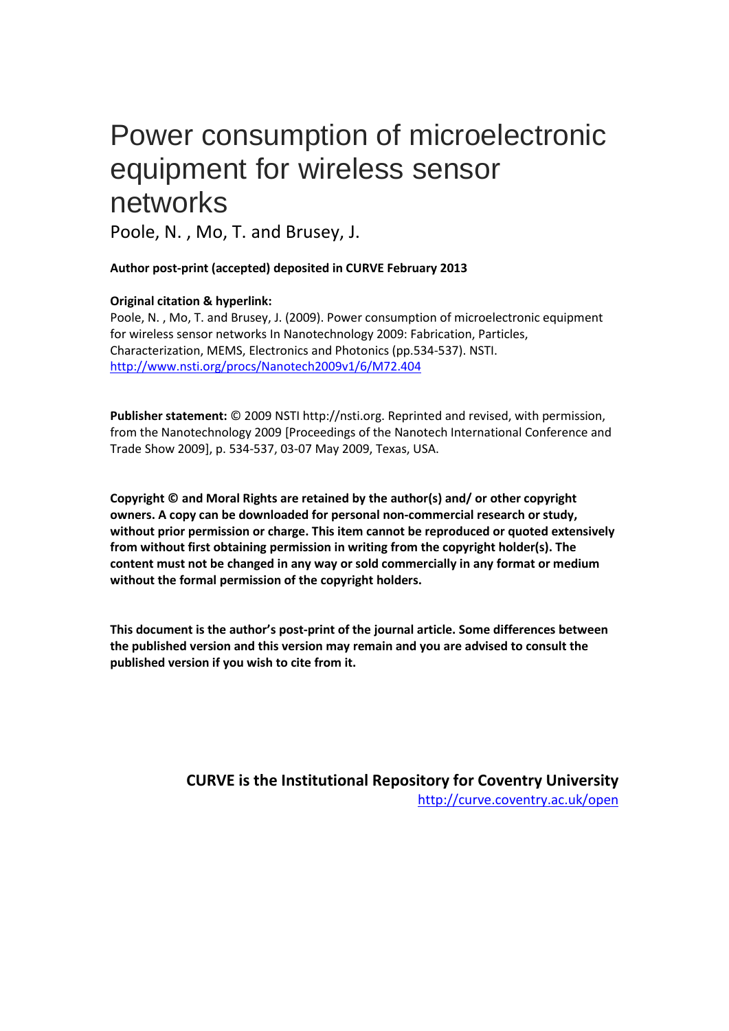# Power consumption of microelectronic equipment for wireless sensor networks

Poole, N. , Mo, T. and Brusey, J.

**Author post-print (accepted) deposited in CURVE February 2013**

**Original citation & hyperlink:**

Poole, N. , Mo, T. and Brusey, J. (2009). Power consumption of microelectronic equipment for wireless sensor networks In Nanotechnology 2009: Fabrication, Particles, Characterization, MEMS, Electronics and Photonics (pp.534-537). NSTI.
http://www.nsti.org/procs/Nanotech2009v1/6/M72.404

**Publisher statement:** © 2009 NSTI http://nsti.org. Reprinted and revised, with permission, from the Nanotechnology 2009 [Proceedings of the Nanotech International Conference and Trade Show 2009], p. 534-537, 03-07 May 2009, Texas, USA.

**Copyright © and Moral Rights are retained by the author(s) and/ or other copyright owners. A copy can be downloaded for personal non-commercial research or study, without prior permission or charge. This item cannot be reproduced or quoted extensively from without first obtaining permission in writing from the copyright holder(s). The content must not be changed in any way or sold commercially in any format or medium without the formal permission of the copyright holders.**

**This document is the author's post-print of the journal article. Some differences between the published version and this version may remain and you are advised to consult the published version if you wish to cite from it.**

**CURVE is the Institutional Repository for Coventry University**
http://curve.coventry.ac.uk/open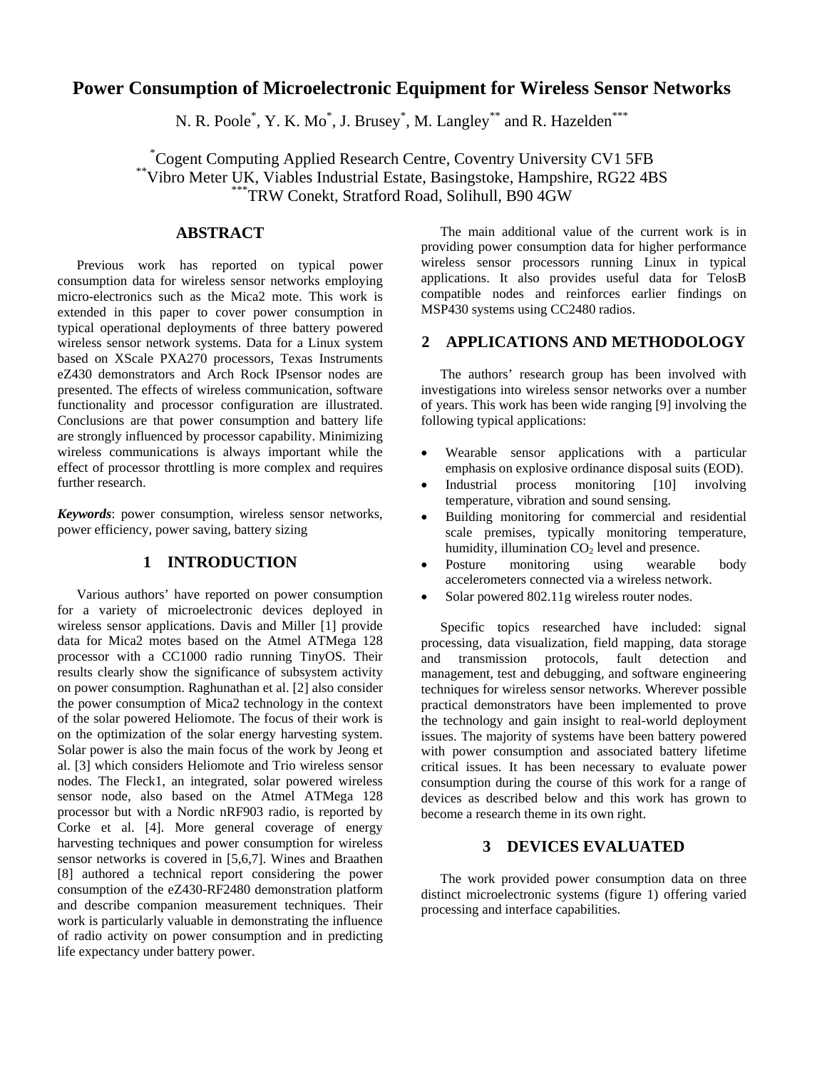# Power Consumption of Microelectronic Equipment for Wireless Sensor Networks

N. R. Poole[*], Y. K. Mo[*], J. Brusey[*], M. Langley[**] and R. Hazelden[***]

[*]Cogent Computing Applied Research Centre, Coventry University CV1 5FB
[**]Vibro Meter UK, Viables Industrial Estate, Basingstoke, Hampshire, RG22 4BS
[***]TRW Conekt, Stratford Road, Solihull, B90 4GW

## ABSTRACT

Previous work has reported on typical power consumption data for wireless sensor networks employing micro-electronics such as the Mica2 mote. This work is extended in this paper to cover power consumption in typical operational deployments of three battery powered wireless sensor network systems. Data for a Linux system based on XScale PXA270 processors, Texas Instruments eZ430 demonstrators and Arch Rock IPsensor nodes are presented. The effects of wireless communication, software functionality and processor configuration are illustrated. Conclusions are that power consumption and battery life are strongly influenced by processor capability. Minimizing wireless communications is always important while the effect of processor throttling is more complex and requires further research.

***Keywords***: power consumption, wireless sensor networks, power efficiency, power saving, battery sizing

## 1 INTRODUCTION

Various authors' have reported on power consumption for a variety of microelectronic devices deployed in wireless sensor applications. Davis and Miller [1] provide data for Mica2 motes based on the Atmel ATMega 128 processor with a CC1000 radio running TinyOS. Their results clearly show the significance of subsystem activity on power consumption. Raghunathan et al. [2] also consider the power consumption of Mica2 technology in the context of the solar powered Heliomote. The focus of their work is on the optimization of the solar energy harvesting system. Solar power is also the main focus of the work by Jeong et al. [3] which considers Heliomote and Trio wireless sensor nodes. The Fleck1, an integrated, solar powered wireless sensor node, also based on the Atmel ATMega 128 processor but with a Nordic nRF903 radio, is reported by Corke et al. [4]. More general coverage of energy harvesting techniques and power consumption for wireless sensor networks is covered in [5,6,7]. Wines and Braathen [8] authored a technical report considering the power consumption of the eZ430-RF2480 demonstration platform and describe companion measurement techniques. Their work is particularly valuable in demonstrating the influence of radio activity on power consumption and in predicting life expectancy under battery power.

The main additional value of the current work is in providing power consumption data for higher performance wireless sensor processors running Linux in typical applications. It also provides useful data for TelosB compatible nodes and reinforces earlier findings on MSP430 systems using CC2480 radios.

## 2 APPLICATIONS AND METHODOLOGY

The authors' research group has been involved with investigations into wireless sensor networks over a number of years. This work has been wide ranging [9] involving the following typical applications:

- Wearable sensor applications with a particular emphasis on explosive ordinance disposal suits (EOD).
- Industrial process monitoring [10] involving temperature, vibration and sound sensing.
- Building monitoring for commercial and residential scale premises, typically monitoring temperature, humidity, illumination $CO_2$ level and presence.
- Posture monitoring using wearable body accelerometers connected via a wireless network.
- Solar powered 802.11g wireless router nodes.

Specific topics researched have included: signal processing, data visualization, field mapping, data storage and transmission protocols, fault detection and management, test and debugging, and software engineering techniques for wireless sensor networks. Wherever possible practical demonstrators have been implemented to prove the technology and gain insight to real-world deployment issues. The majority of systems have been battery powered with power consumption and associated battery lifetime critical issues. It has been necessary to evaluate power consumption during the course of this work for a range of devices as described below and this work has grown to become a research theme in its own right.

## 3 DEVICES EVALUATED

The work provided power consumption data on three distinct microelectronic systems (figure 1) offering varied processing and interface capabilities.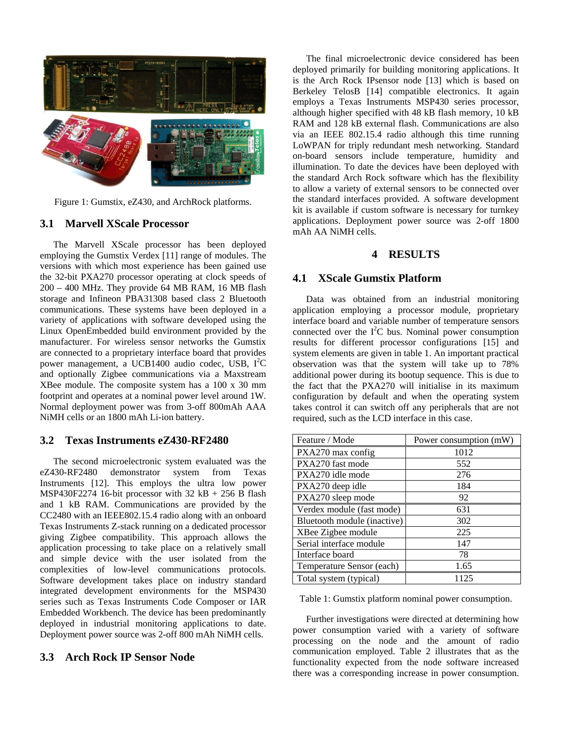Figure 1: Gumstix, eZ430, and ArchRock platforms.

### 3.1 Marvell XScale Processor

The Marvell XScale processor has been deployed employing the Gumstix Verdex [11] range of modules. The versions with which most experience has been gained use the 32-bit PXA270 processor operating at clock speeds of 200 – 400 MHz. They provide 64 MB RAM, 16 MB flash storage and Infineon PBA31308 based class 2 Bluetooth communications. These systems have been deployed in a variety of applications with software developed using the Linux OpenEmbedded build environment provided by the manufacturer. For wireless sensor networks the Gumstix are connected to a proprietary interface board that provides power management, a UCB1400 audio codec, USB, $I^2C$ and optionally Zigbee communications via a Maxstream XBee module. The composite system has a 100 x 30 mm footprint and operates at a nominal power level around 1W. Normal deployment power was from 3-off 800mAh AAA NiMH cells or an 1800 mAh Li-ion battery.

### 3.2 Texas Instruments eZ430-RF2480

The second microelectronic system evaluated was the eZ430-RF2480 demonstrator system from Texas Instruments [12]. This employs the ultra low power MSP430F2274 16-bit processor with 32 kB + 256 B flash and 1 kB RAM. Communications are provided by the CC2480 with an IEEE802.15.4 radio along with an onboard Texas Instruments Z-stack running on a dedicated processor giving Zigbee compatibility. This approach allows the application processing to take place on a relatively small and simple device with the user isolated from the complexities of low-level communications protocols. Software development takes place on industry standard integrated development environments for the MSP430 series such as Texas Instruments Code Composer or IAR Embedded Workbench. The device has been predominantly deployed in industrial monitoring applications to date. Deployment power source was 2-off 800 mAh NiMH cells.

### 3.3 Arch Rock IP Sensor Node

The final microelectronic device considered has been deployed primarily for building monitoring applications. It is the Arch Rock IPsensor node [13] which is based on Berkeley TelosB [14] compatible electronics. It again employs a Texas Instruments MSP430 series processor, although higher specified with 48 kB flash memory, 10 kB RAM and 128 kB external flash. Communications are also via an IEEE 802.15.4 radio although this time running LoWPAN for triply redundant mesh networking. Standard on-board sensors include temperature, humidity and illumination. To date the devices have been deployed with the standard Arch Rock software which has the flexibility to allow a variety of external sensors to be connected over the standard interfaces provided. A software development kit is available if custom software is necessary for turnkey applications. Deployment power source was 2-off 1800 mAh AA NiMH cells.

## 4 RESULTS

### 4.1 XScale Gumstix Platform

Data was obtained from an industrial monitoring application employing a processor module, proprietary interface board and variable number of temperature sensors connected over the $I^2C$ bus. Nominal power consumption results for different processor configurations [15] and system elements are given in table 1. An important practical observation was that the system will take up to 78% additional power during its bootup sequence. This is due to the fact that the PXA270 will initialise in its maximum configuration by default and when the operating system takes control it can switch off any peripherals that are not required, such as the LCD interface in this case.

| Feature / Mode | Power consumption (mW) |
|---|---|
| PXA270 max config | 1012 |
| PXA270 fast mode | 552 |
| PXA270 idle mode | 276 |
| PXA270 deep idle | 184 |
| PXA270 sleep mode | 92 |
| Verdex module (fast mode) | 631 |
| Bluetooth module (inactive) | 302 |
| XBee Zigbee module | 225 |
| Serial interface module | 147 |
| Interface board | 78 |
| Temperature Sensor (each) | 1.65 |
| Total system (typical) | 1125 |

Table 1: Gumstix platform nominal power consumption.

Further investigations were directed at determining how power consumption varied with a variety of software processing on the node and the amount of radio communication employed. Table 2 illustrates that as the functionality expected from the node software increased there was a corresponding increase in power consumption.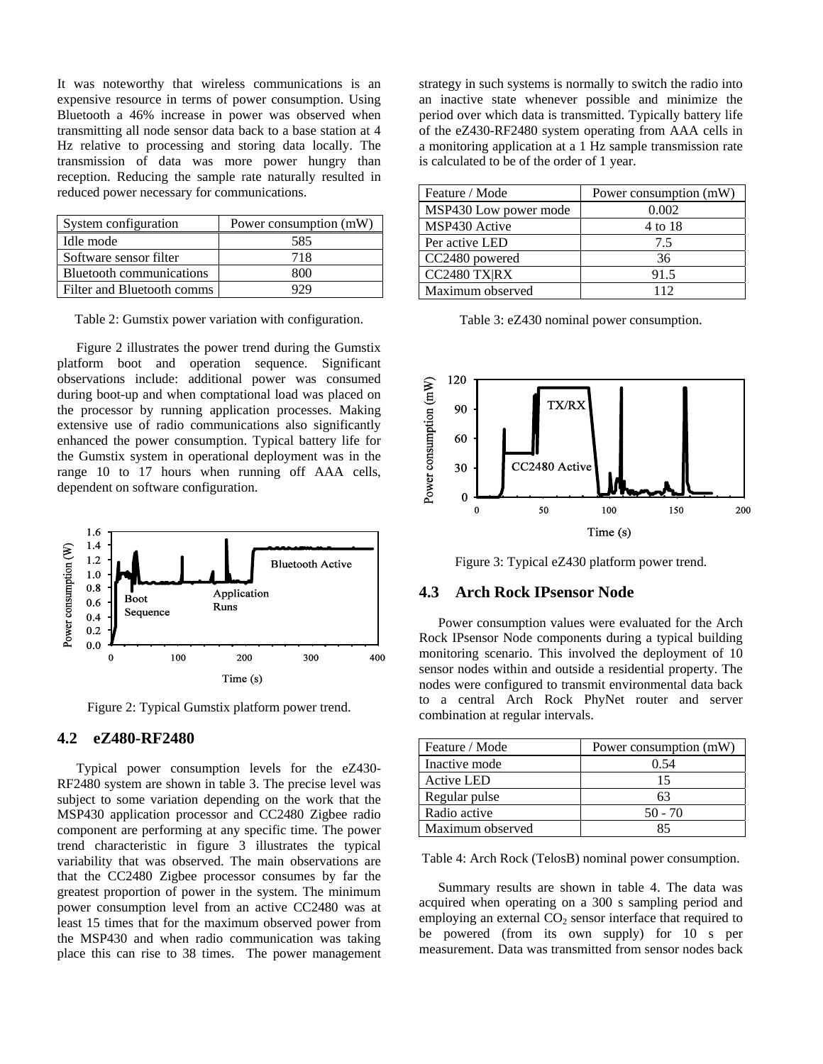It was noteworthy that wireless communications is an expensive resource in terms of power consumption. Using Bluetooth a 46% increase in power was observed when transmitting all node sensor data back to a base station at 4 Hz relative to processing and storing data locally. The transmission of data was more power hungry than reception. Reducing the sample rate naturally resulted in reduced power necessary for communications.

| System configuration | Power consumption (mW) |
|---|---|
| Idle mode | 585 |
| Software sensor filter | 718 |
| Bluetooth communications | 800 |
| Filter and Bluetooth comms | 929 |

Table 2: Gumstix power variation with configuration.

Figure 2 illustrates the power trend during the Gumstix platform boot and operation sequence. Significant observations include: additional power was consumed during boot-up and when comptational load was placed on the processor by running application processes. Making extensive use of radio communications also significantly enhanced the power consumption. Typical battery life for the Gumstix system in operational deployment was in the range 10 to 17 hours when running off AAA cells, dependent on software configuration.

Figure 2: Typical Gumstix platform power trend.

## 4.2 eZ480-RF2480

Typical power consumption levels for the eZ430-RF2480 system are shown in table 3. The precise level was subject to some variation depending on the work that the MSP430 application processor and CC2480 Zigbee radio component are performing at any specific time. The power trend characteristic in figure 3 illustrates the typical variability that was observed. The main observations are that the CC2480 Zigbee processor consumes by far the greatest proportion of power in the system. The minimum power consumption level from an active CC2480 was at least 15 times that for the maximum observed power from the MSP430 and when radio communication was taking place this can rise to 38 times. The power management strategy in such systems is normally to switch the radio into an inactive state whenever possible and minimize the period over which data is transmitted. Typically battery life of the eZ430-RF2480 system operating from AAA cells in a monitoring application at a 1 Hz sample transmission rate is calculated to be of the order of 1 year.

| Feature / Mode | Power consumption (mW) |
|---|---|
| MSP430 Low power mode | 0.002 |
| MSP430 Active | 4 to 18 |
| Per active LED | 7.5 |
| CC2480 powered | 36 |
| CC2480 TX\|RX | 91.5 |
| Maximum observed | 112 |

Table 3: eZ430 nominal power consumption.

Figure 3: Typical eZ430 platform power trend.

## 4.3 Arch Rock IPsensor Node

Power consumption values were evaluated for the Arch Rock IPsensor Node components during a typical building monitoring scenario. This involved the deployment of 10 sensor nodes within and outside a residential property. The nodes were configured to transmit environmental data back to a central Arch Rock PhyNet router and server combination at regular intervals.

| Feature / Mode | Power consumption (mW) |
|---|---|
| Inactive mode | 0.54 |
| Active LED | 15 |
| Regular pulse | 63 |
| Radio active | 50 - 70 |
| Maximum observed | 85 |

Table 4: Arch Rock (TelosB) nominal power consumption.

Summary results are shown in table 4. The data was acquired when operating on a 300 s sampling period and employing an external $CO_2$ sensor interface that required to be powered (from its own supply) for 10 s per measurement. Data was transmitted from sensor nodes back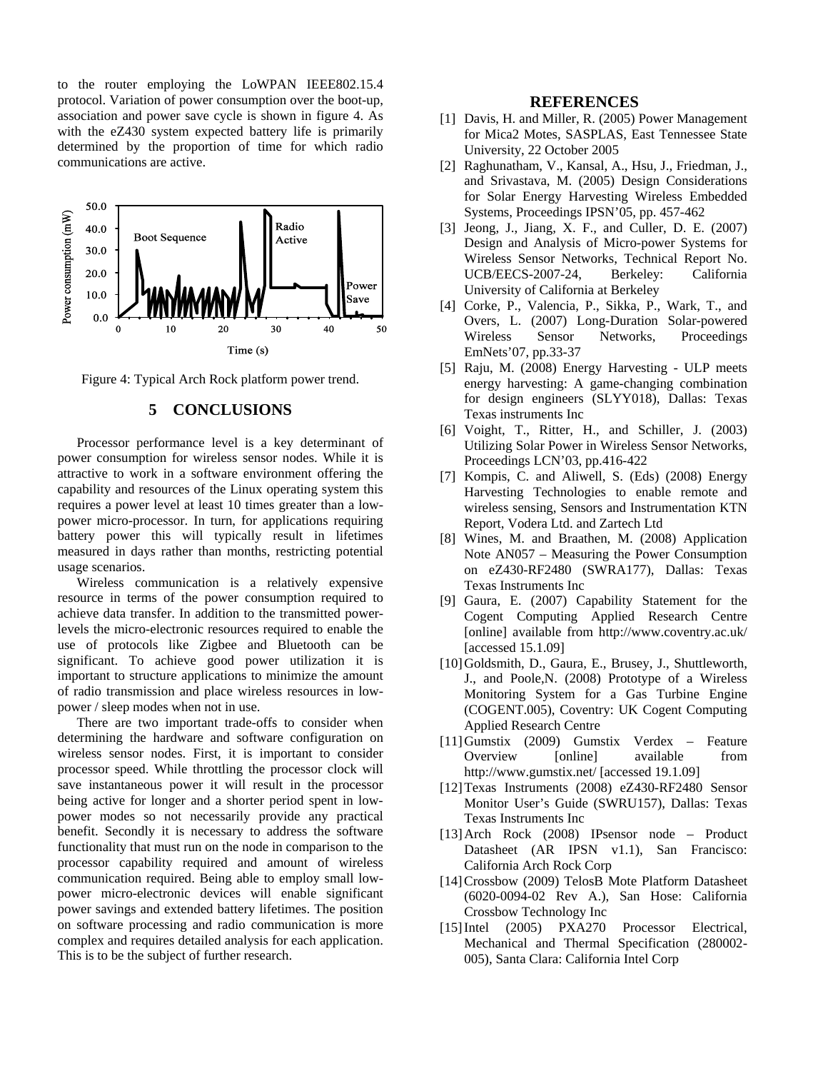to the router employing the LoWPAN IEEE802.15.4 protocol. Variation of power consumption over the boot-up, association and power save cycle is shown in figure 4. As with the eZ430 system expected battery life is primarily determined by the proportion of time for which radio communications are active.

Power consumption (mW)
50.0
40.0
30.0
20.0
10.0
0.0
0
10
20
30
40
50
Time (s)
Boot Sequence
Radio Active
Power Save

Figure 4: Typical Arch Rock platform power trend.

## 5 CONCLUSIONS

Processor performance level is a key determinant of power consumption for wireless sensor nodes. While it is attractive to work in a software environment offering the capability and resources of the Linux operating system this requires a power level at least 10 times greater than a low-power micro-processor. In turn, for applications requiring battery power this will typically result in lifetimes measured in days rather than months, restricting potential usage scenarios.

Wireless communication is a relatively expensive resource in terms of the power consumption required to achieve data transfer. In addition to the transmitted power-levels the micro-electronic resources required to enable the use of protocols like Zigbee and Bluetooth can be significant. To achieve good power utilization it is important to structure applications to minimize the amount of radio transmission and place wireless resources in low-power / sleep modes when not in use.

There are two important trade-offs to consider when determining the hardware and software configuration on wireless sensor nodes. First, it is important to consider processor speed. While throttling the processor clock will save instantaneous power it will result in the processor being active for longer and a shorter period spent in low-power modes so not necessarily provide any practical benefit. Secondly it is necessary to address the software functionality that must run on the node in comparison to the processor capability required and amount of wireless communication required. Being able to employ small low-power micro-electronic devices will enable significant power savings and extended battery lifetimes. The position on software processing and radio communication is more complex and requires detailed analysis for each application. This is to be the subject of further research.

## REFERENCES

[1] Davis, H. and Miller, R. (2005) Power Management for Mica2 Motes, SASPLAS, East Tennessee State University, 22 October 2005

[2] Raghunatham, V., Kansal, A., Hsu, J., Friedman, J., and Srivastava, M. (2005) Design Considerations for Solar Energy Harvesting Wireless Embedded Systems, Proceedings IPSN'05, pp. 457-462

[3] Jeong, J., Jiang, X. F., and Culler, D. E. (2007) Design and Analysis of Micro-power Systems for Wireless Sensor Networks, Technical Report No. UCB/EECS-2007-24, Berkeley: California University of California at Berkeley

[4] Corke, P., Valencia, P., Sikka, P., Wark, T., and Overs, L. (2007) Long-Duration Solar-powered Wireless Sensor Networks, Proceedings EmNets'07, pp.33-37

[5] Raju, M. (2008) Energy Harvesting - ULP meets energy harvesting: A game-changing combination for design engineers (SLYY018), Dallas: Texas Texas instruments Inc

[6] Voight, T., Ritter, H., and Schiller, J. (2003) Utilizing Solar Power in Wireless Sensor Networks, Proceedings LCN'03, pp.416-422

[7] Kompis, C. and Aliwell, S. (Eds) (2008) Energy Harvesting Technologies to enable remote and wireless sensing, Sensors and Instrumentation KTN Report, Vodera Ltd. and Zartech Ltd

[8] Wines, M. and Braathen, M. (2008) Application Note AN057 – Measuring the Power Consumption on eZ430-RF2480 (SWRA177), Dallas: Texas Texas Instruments Inc

[9] Gaura, E. (2007) Capability Statement for the Cogent Computing Applied Research Centre [online] available from http://www.coventry.ac.uk/ [accessed 15.1.09]

[10] Goldsmith, D., Gaura, E., Brusey, J., Shuttleworth, J., and Poole,N. (2008) Prototype of a Wireless Monitoring System for a Gas Turbine Engine (COGENT.005), Coventry: UK Cogent Computing Applied Research Centre

[11] Gumstix (2009) Gumstix Verdex – Feature Overview [online] available from http://www.gumstix.net/ [accessed 19.1.09]

[12] Texas Instruments (2008) eZ430-RF2480 Sensor Monitor User's Guide (SWRU157), Dallas: Texas Texas Instruments Inc

[13] Arch Rock (2008) IPsensor node – Product Datasheet (AR IPSN v1.1), San Francisco: California Arch Rock Corp

[14] Crossbow (2009) TelosB Mote Platform Datasheet (6020-0094-02 Rev A.), San Hose: California Crossbow Technology Inc

[15] Intel (2005) PXA270 Processor Electrical, Mechanical and Thermal Specification (280002-005), Santa Clara: California Intel Corp